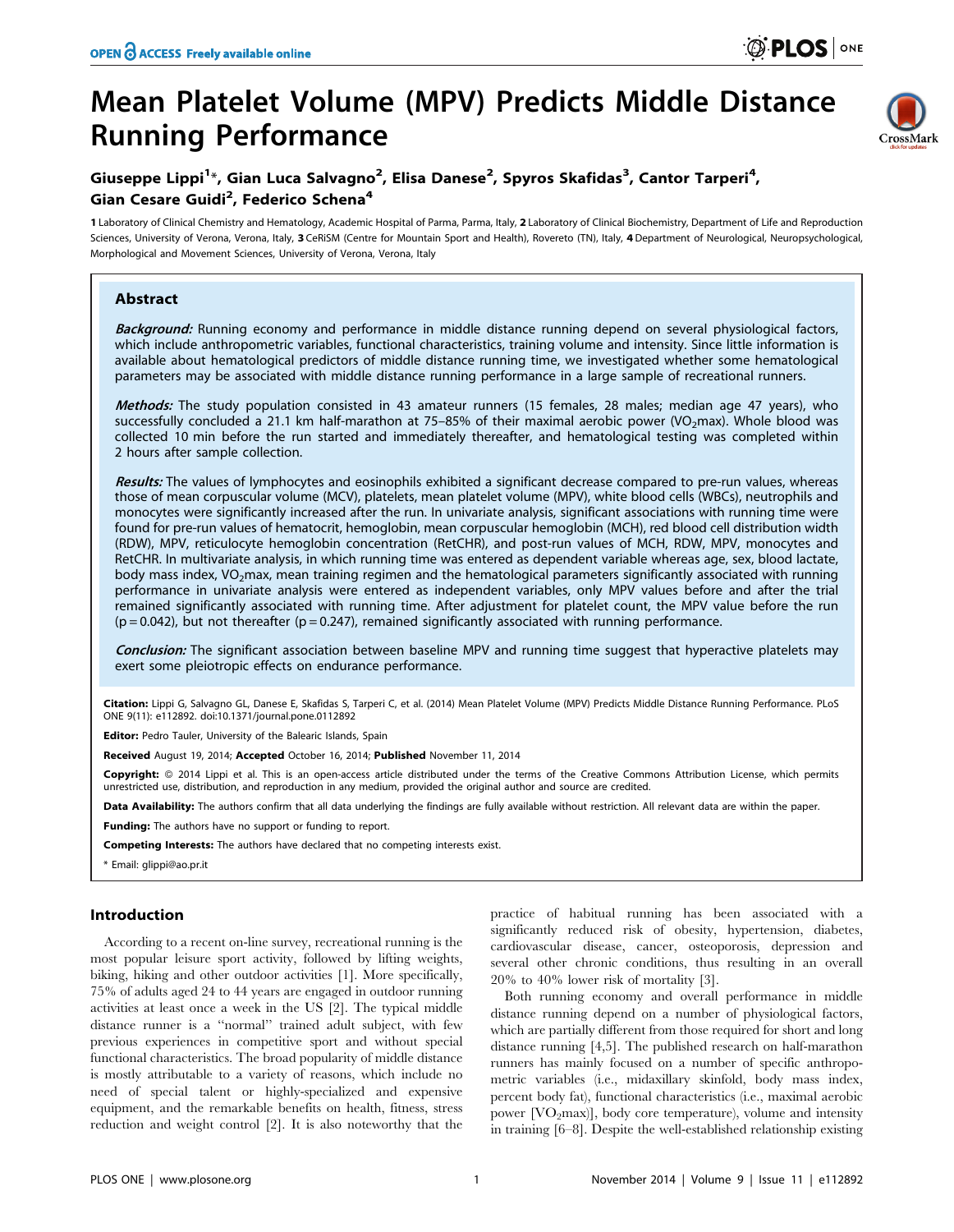# Mean Platelet Volume (MPV) Predicts Middle Distance Running Performance

**Giuseppe Lippi[1]*, Gian Luca Salvagno[2], Elisa Danese[2], Spyros Skafidas[3], Cantor Tarperi[4], Gian Cesare Guidi[2], Federico Schena[4]**

1 Laboratory of Clinical Chemistry and Hematology, Academic Hospital of Parma, Parma, Italy, 2 Laboratory of Clinical Biochemistry, Department of Life and Reproduction Sciences, University of Verona, Verona, Italy, 3 CeRiSM (Centre for Mountain Sport and Health), Rovereto (TN), Italy, 4 Department of Neurological, Neuropsychological, Morphological and Movement Sciences, University of Verona, Verona, Italy

## Abstract

***Background:*** Running economy and performance in middle distance running depend on several physiological factors, which include anthropometric variables, functional characteristics, training volume and intensity. Since little information is available about hematological predictors of middle distance running time, we investigated whether some hematological parameters may be associated with middle distance running performance in a large sample of recreational runners.

***Methods:*** The study population consisted in 43 amateur runners (15 females, 28 males; median age 47 years), who successfully concluded a 21.1 km half-marathon at 75–85% of their maximal aerobic power ($VO_2$max). Whole blood was collected 10 min before the run started and immediately thereafter, and hematological testing was completed within 2 hours after sample collection.

***Results:*** The values of lymphocytes and eosinophils exhibited a significant decrease compared to pre-run values, whereas those of mean corpuscular volume (MCV), platelets, mean platelet volume (MPV), white blood cells (WBCs), neutrophils and monocytes were significantly increased after the run. In univariate analysis, significant associations with running time were found for pre-run values of hematocrit, hemoglobin, mean corpuscular hemoglobin (MCH), red blood cell distribution width (RDW), MPV, reticulocyte hemoglobin concentration (RetCHR), and post-run values of MCH, RDW, MPV, monocytes and RetCHR. In multivariate analysis, in which running time was entered as dependent variable whereas age, sex, blood lactate, body mass index, $VO_2$max, mean training regimen and the hematological parameters significantly associated with running performance in univariate analysis were entered as independent variables, only MPV values before and after the trial remained significantly associated with running time. After adjustment for platelet count, the MPV value before the run ($p = 0.042$), but not thereafter ($p = 0.247$), remained significantly associated with running performance.

***Conclusion:*** The significant association between baseline MPV and running time suggest that hyperactive platelets may exert some pleiotropic effects on endurance performance.

**Citation:** Lippi G, Salvagno GL, Danese E, Skafidas S, Tarperi C, et al. (2014) Mean Platelet Volume (MPV) Predicts Middle Distance Running Performance. PLoS ONE 9(11): e112892. doi:10.1371/journal.pone.0112892

**Editor:** Pedro Tauler, University of the Balearic Islands, Spain

**Received** August 19, 2014; **Accepted** October 16, 2014; **Published** November 11, 2014

**Copyright:** © 2014 Lippi et al. This is an open-access article distributed under the terms of the Creative Commons Attribution License, which permits unrestricted use, distribution, and reproduction in any medium, provided the original author and source are credited.

**Data Availability:** The authors confirm that all data underlying the findings are fully available without restriction. All relevant data are within the paper.

**Funding:** The authors have no support or funding to report.

**Competing Interests:** The authors have declared that no competing interests exist.

\* Email: glippi@ao.pr.it

## Introduction

According to a recent on-line survey, recreational running is the most popular leisure sport activity, followed by lifting weights, biking, hiking and other outdoor activities [1]. More specifically, 75% of adults aged 24 to 44 years are engaged in outdoor running activities at least once a week in the US [2]. The typical middle distance runner is a "normal" trained adult subject, with few previous experiences in competitive sport and without special functional characteristics. The broad popularity of middle distance is mostly attributable to a variety of reasons, which include no need of special talent or highly-specialized and expensive equipment, and the remarkable benefits on health, fitness, stress reduction and weight control [2]. It is also noteworthy that the practice of habitual running has been associated with a significantly reduced risk of obesity, hypertension, diabetes, cardiovascular disease, cancer, osteoporosis, depression and several other chronic conditions, thus resulting in an overall 20% to 40% lower risk of mortality [3].

Both running economy and overall performance in middle distance running depend on a number of physiological factors, which are partially different from those required for short and long distance running [4,5]. The published research on half-marathon runners has mainly focused on a number of specific anthropometric variables (i.e., midaxillary skinfold, body mass index, percent body fat), functional characteristics (i.e., maximal aerobic power [$VO_2$max)], body core temperature), volume and intensity in training [6–8]. Despite the well-established relationship existing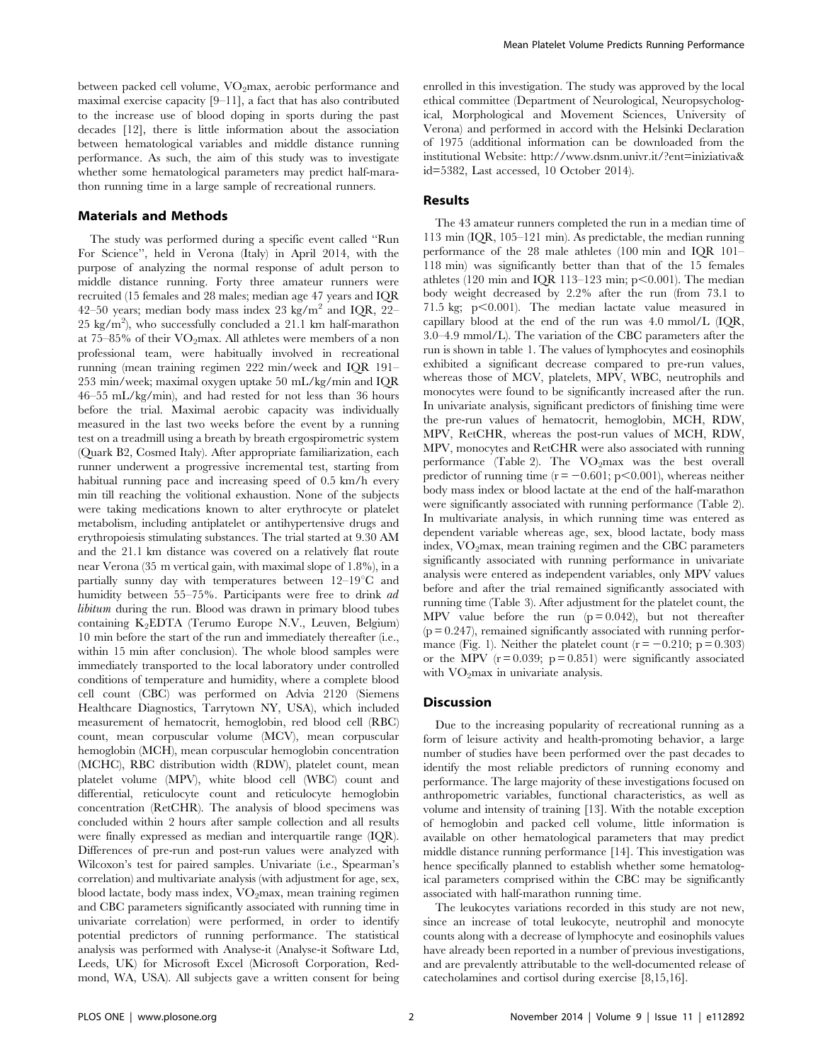between packed cell volume, $VO_2$max, aerobic performance and maximal exercise capacity [9–11], a fact that has also contributed to the increase use of blood doping in sports during the past decades [12], there is little information about the association between hematological variables and middle distance running performance. As such, the aim of this study was to investigate whether some hematological parameters may predict half-marathon running time in a large sample of recreational runners.

## Materials and Methods

The study was performed during a specific event called "Run For Science", held in Verona (Italy) in April 2014, with the purpose of analyzing the normal response of adult person to middle distance running. Forty three amateur runners were recruited (15 females and 28 males; median age 47 years and IQR 42–50 years; median body mass index 23 kg/m$^2$ and IQR, 22–25 kg/m$^2$), who successfully concluded a 21.1 km half-marathon at 75–85% of their $VO_2$max. All athletes were members of a non professional team, were habitually involved in recreational running (mean training regimen 222 min/week and IQR 191–253 min/week; maximal oxygen uptake 50 mL/kg/min and IQR 46–55 mL/kg/min), and had rested for not less than 36 hours before the trial. Maximal aerobic capacity was individually measured in the last two weeks before the event by a running test on a treadmill using a breath by breath ergospirometric system (Quark B2, Cosmed Italy). After appropriate familiarization, each runner underwent a progressive incremental test, starting from habitual running pace and increasing speed of 0.5 km/h every min till reaching the volitional exhaustion. None of the subjects were taking medications known to alter erythrocyte or platelet metabolism, including antiplatelet or antihypertensive drugs and erythropoiesis stimulating substances. The trial started at 9.30 AM and the 21.1 km distance was covered on a relatively flat route near Verona (35 m vertical gain, with maximal slope of 1.8%), in a partially sunny day with temperatures between 12–19°C and humidity between 55–75%. Participants were free to drink *ad libitum* during the run. Blood was drawn in primary blood tubes containing $K_2$EDTA (Terumo Europe N.V., Leuven, Belgium) 10 min before the start of the run and immediately thereafter (i.e., within 15 min after conclusion). The whole blood samples were immediately transported to the local laboratory under controlled conditions of temperature and humidity, where a complete blood cell count (CBC) was performed on Advia 2120 (Siemens Healthcare Diagnostics, Tarrytown NY, USA), which included measurement of hematocrit, hemoglobin, red blood cell (RBC) count, mean corpuscular volume (MCV), mean corpuscular hemoglobin (MCH), mean corpuscular hemoglobin concentration (MCHC), RBC distribution width (RDW), platelet count, mean platelet volume (MPV), white blood cell (WBC) count and differential, reticulocyte count and reticulocyte hemoglobin concentration (RetCHR). The analysis of blood specimens was concluded within 2 hours after sample collection and all results were finally expressed as median and interquartile range (IQR). Differences of pre-run and post-run values were analyzed with Wilcoxon's test for paired samples. Univariate (i.e., Spearman's correlation) and multivariate analysis (with adjustment for age, sex, blood lactate, body mass index, $VO_2$max, mean training regimen and CBC parameters significantly associated with running time in univariate correlation) were performed, in order to identify potential predictors of running performance. The statistical analysis was performed with Analyse-it (Analyse-it Software Ltd, Leeds, UK) for Microsoft Excel (Microsoft Corporation, Redmond, WA, USA). All subjects gave a written consent for being enrolled in this investigation. The study was approved by the local ethical committee (Department of Neurological, Neuropsychological, Morphological and Movement Sciences, University of Verona) and performed in accord with the Helsinki Declaration of 1975 (additional information can be downloaded from the institutional Website: http://www.dsnm.univr.it/?ent=iniziativa&id=5382, Last accessed, 10 October 2014).

## Results

The 43 amateur runners completed the run in a median time of 113 min (IQR, 105–121 min). As predictable, the median running performance of the 28 male athletes (100 min and IQR 101–118 min) was significantly better than that of the 15 females athletes (120 min and IQR 113–123 min; $p<0.001$). The median body weight decreased by 2.2% after the run (from 73.1 to 71.5 kg; $p<0.001$). The median lactate value measured in capillary blood at the end of the run was 4.0 mmol/L (IQR, 3.0–4.9 mmol/L). The variation of the CBC parameters after the run is shown in table 1. The values of lymphocytes and eosinophils exhibited a significant decrease compared to pre-run values, whereas those of MCV, platelets, MPV, WBC, neutrophils and monocytes were found to be significantly increased after the run. In univariate analysis, significant predictors of finishing time were the pre-run values of hematocrit, hemoglobin, MCH, RDW, MPV, RetCHR, whereas the post-run values of MCH, RDW, MPV, monocytes and RetCHR were also associated with running performance (Table 2). The $VO_2$max was the best overall predictor of running time ($r=-0.601$; $p<0.001$), whereas neither body mass index or blood lactate at the end of the half-marathon were significantly associated with running performance (Table 2). In multivariate analysis, in which running time was entered as dependent variable whereas age, sex, blood lactate, body mass index, $VO_2$max, mean training regimen and the CBC parameters significantly associated with running performance in univariate analysis were entered as independent variables, only MPV values before and after the trial remained significantly associated with running time (Table 3). After adjustment for the platelet count, the MPV value before the run ($p=0.042$), but not thereafter ($p=0.247$), remained significantly associated with running performance (Fig. 1). Neither the platelet count ($r=-0.210$; $p=0.303$) or the MPV ($r=0.039$; $p=0.851$) were significantly associated with $VO_2$max in univariate analysis.

## Discussion

Due to the increasing popularity of recreational running as a form of leisure activity and health-promoting behavior, a large number of studies have been performed over the past decades to identify the most reliable predictors of running economy and performance. The large majority of these investigations focused on anthropometric variables, functional characteristics, as well as volume and intensity of training [13]. With the notable exception of hemoglobin and packed cell volume, little information is available on other hematological parameters that may predict middle distance running performance [14]. This investigation was hence specifically planned to establish whether some hematological parameters comprised within the CBC may be significantly associated with half-marathon running time.

The leukocytes variations recorded in this study are not new, since an increase of total leukocyte, neutrophil and monocyte counts along with a decrease of lymphocyte and eosinophils values have already been reported in a number of previous investigations, and are prevalently attributable to the well-documented release of catecholamines and cortisol during exercise [8,15,16].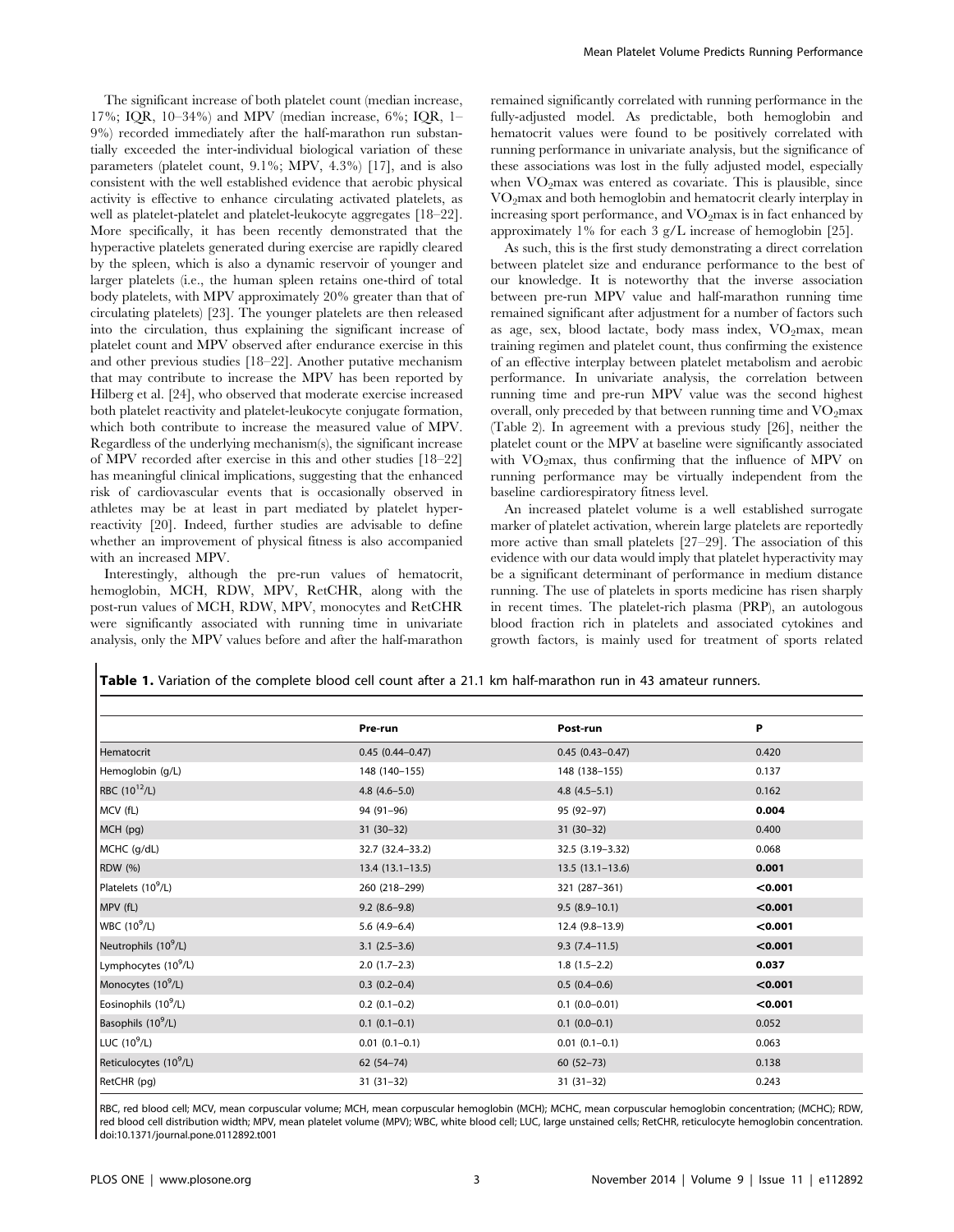The significant increase of both platelet count (median increase, 17%; IQR, 10–34%) and MPV (median increase, 6%; IQR, 1–9%) recorded immediately after the half-marathon run substantially exceeded the inter-individual biological variation of these parameters (platelet count, 9.1%; MPV, 4.3%) [17], and is also consistent with the well established evidence that aerobic physical activity is effective to enhance circulating activated platelets, as well as platelet-platelet and platelet-leukocyte aggregates [18–22]. More specifically, it has been recently demonstrated that the hyperactive platelets generated during exercise are rapidly cleared by the spleen, which is also a dynamic reservoir of younger and larger platelets (i.e., the human spleen retains one-third of total body platelets, with MPV approximately 20% greater than that of circulating platelets) [23]. The younger platelets are then released into the circulation, thus explaining the significant increase of platelet count and MPV observed after endurance exercise in this and other previous studies [18–22]. Another putative mechanism that may contribute to increase the MPV has been reported by Hilberg et al. [24], who observed that moderate exercise increased both platelet reactivity and platelet-leukocyte conjugate formation, which both contribute to increase the measured value of MPV. Regardless of the underlying mechanism(s), the significant increase of MPV recorded after exercise in this and other studies [18–22] has meaningful clinical implications, suggesting that the enhanced risk of cardiovascular events that is occasionally observed in athletes may be at least in part mediated by platelet hyperreactivity [20]. Indeed, further studies are advisable to define whether an improvement of physical fitness is also accompanied with an increased MPV.

Interestingly, although the pre-run values of hematocrit, hemoglobin, MCH, RDW, MPV, RetCHR, along with the post-run values of MCH, RDW, MPV, monocytes and RetCHR were significantly associated with running time in univariate analysis, only the MPV values before and after the half-marathon remained significantly correlated with running performance in the fully-adjusted model. As predictable, both hemoglobin and hematocrit values were found to be positively correlated with running performance in univariate analysis, but the significance of these associations was lost in the fully adjusted model, especially when $VO_2max$ was entered as covariate. This is plausible, since $VO_2max$ and both hemoglobin and hematocrit clearly interplay in increasing sport performance, and $VO_2max$ is in fact enhanced by approximately 1% for each 3 g/L increase of hemoglobin [25].

As such, this is the first study demonstrating a direct correlation between platelet size and endurance performance to the best of our knowledge. It is noteworthy that the inverse association between pre-run MPV value and half-marathon running time remained significant after adjustment for a number of factors such as age, sex, blood lactate, body mass index, $VO_2max$, mean training regimen and platelet count, thus confirming the existence of an effective interplay between platelet metabolism and aerobic performance. In univariate analysis, the correlation between running time and pre-run MPV value was the second highest overall, only preceded by that between running time and $VO_2max$ (Table 2). In agreement with a previous study [26], neither the platelet count or the MPV at baseline were significantly associated with $VO_2max$, thus confirming that the influence of MPV on running performance may be virtually independent from the baseline cardiorespiratory fitness level.

An increased platelet volume is a well established surrogate marker of platelet activation, wherein large platelets are reportedly more active than small platelets [27–29]. The association of this evidence with our data would imply that platelet hyperactivity may be a significant determinant of performance in medium distance running. The use of platelets in sports medicine has risen sharply in recent times. The platelet-rich plasma (PRP), an autologous blood fraction rich in platelets and associated cytokines and growth factors, is mainly used for treatment of sports related

**Table 1.** Variation of the complete blood cell count after a 21.1 km half-marathon run in 43 amateur runners.

| | Pre-run | Post-run | P |
|---|---|---|---|
| Hematocrit | 0.45 (0.44–0.47) | 0.45 (0.43–0.47) | 0.420 |
| Hemoglobin (g/L) | 148 (140–155) | 148 (138–155) | 0.137 |
| RBC ($10^{12}$/L) | 4.8 (4.6–5.0) | 4.8 (4.5–5.1) | 0.162 |
| MCV (fL) | 94 (91–96) | 95 (92–97) | **0.004** |
| MCH (pg) | 31 (30–32) | 31 (30–32) | 0.400 |
| MCHC (g/dL) | 32.7 (32.4–33.2) | 32.5 (3.19–3.32) | 0.068 |
| RDW (%) | 13.4 (13.1–13.5) | 13.5 (13.1–13.6) | **0.001** |
| Platelets ($10^9$/L) | 260 (218–299) | 321 (287–361) | **<0.001** |
| MPV (fL) | 9.2 (8.6–9.8) | 9.5 (8.9–10.1) | **<0.001** |
| WBC ($10^9$/L) | 5.6 (4.9–6.4) | 12.4 (9.8–13.9) | **<0.001** |
| Neutrophils ($10^9$/L) | 3.1 (2.5–3.6) | 9.3 (7.4–11.5) | **<0.001** |
| Lymphocytes ($10^9$/L) | 2.0 (1.7–2.3) | 1.8 (1.5–2.2) | **0.037** |
| Monocytes ($10^9$/L) | 0.3 (0.2–0.4) | 0.5 (0.4–0.6) | **<0.001** |
| Eosinophils ($10^9$/L) | 0.2 (0.1–0.2) | 0.1 (0.0–0.01) | **<0.001** |
| Basophils ($10^9$/L) | 0.1 (0.1–0.1) | 0.1 (0.0–0.1) | 0.052 |
| LUC ($10^9$/L) | 0.01 (0.1–0.1) | 0.01 (0.1–0.1) | 0.063 |
| Reticulocytes ($10^9$/L) | 62 (54–74) | 60 (52–73) | 0.138 |
| RetCHR (pg) | 31 (31–32) | 31 (31–32) | 0.243 |

RBC, red blood cell; MCV, mean corpuscular volume; MCH, mean corpuscular hemoglobin (MCH); MCHC, mean corpuscular hemoglobin concentration; (MCHC); RDW, red blood cell distribution width; MPV, mean platelet volume (MPV); WBC, white blood cell; LUC, large unstained cells; RetCHR, reticulocyte hemoglobin concentration.
doi:10.1371/journal.pone.0112892.t001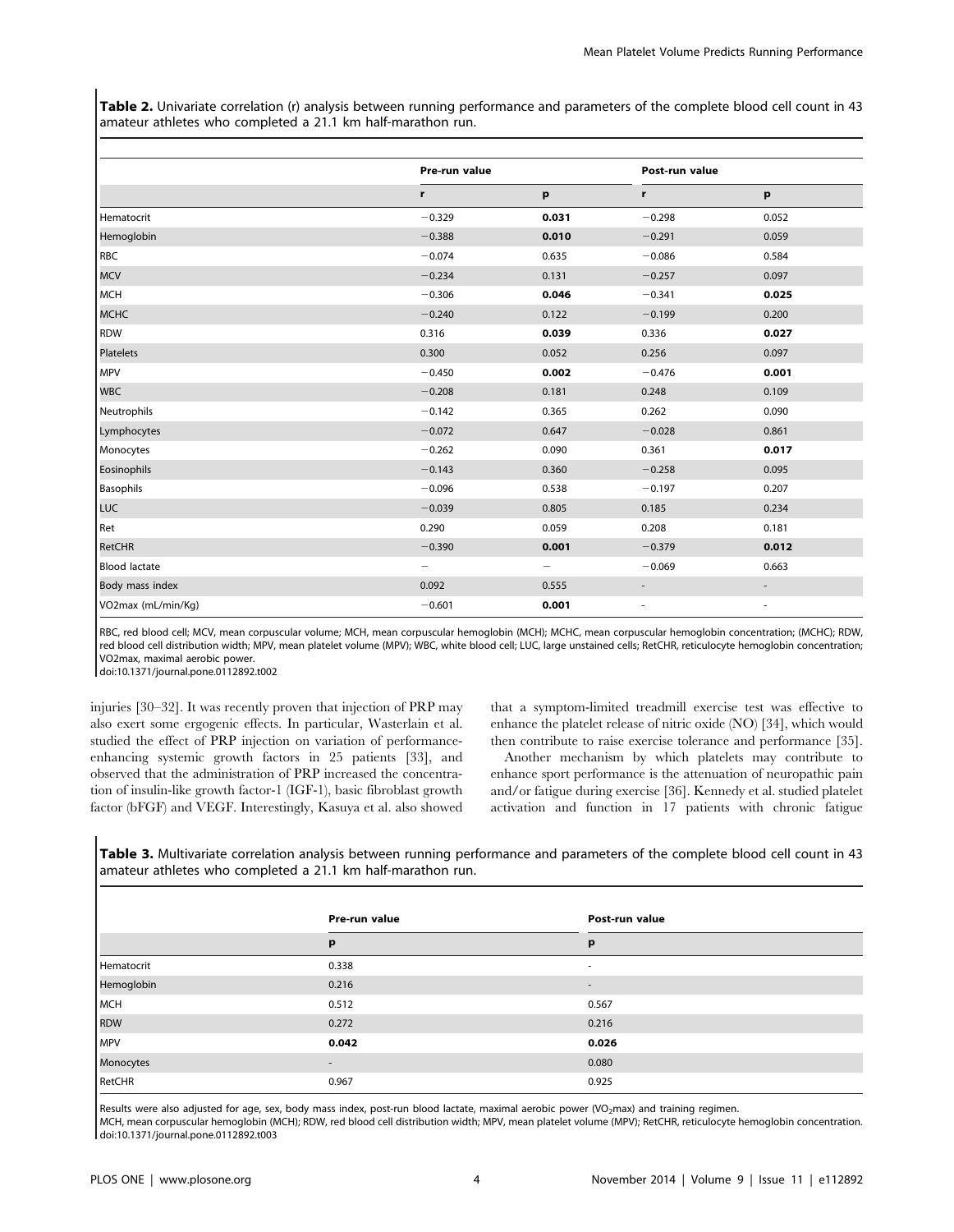**Table 2.** Univariate correlation (r) analysis between running performance and parameters of the complete blood cell count in 43 amateur athletes who completed a 21.1 km half-marathon run.

| | Pre-run value | | Post-run value | |
|---|---|---|---|---|
| | r | p | r | p |
| Hematocrit | −0.329 | **0.031** | −0.298 | 0.052 |
| Hemoglobin | −0.388 | **0.010** | −0.291 | 0.059 |
| RBC | −0.074 | 0.635 | −0.086 | 0.584 |
| MCV | −0.234 | 0.131 | −0.257 | 0.097 |
| MCH | −0.306 | **0.046** | −0.341 | **0.025** |
| MCHC | −0.240 | 0.122 | −0.199 | 0.200 |
| RDW | 0.316 | **0.039** | 0.336 | **0.027** |
| Platelets | 0.300 | 0.052 | 0.256 | 0.097 |
| MPV | −0.450 | **0.002** | −0.476 | **0.001** |
| WBC | −0.208 | 0.181 | 0.248 | 0.109 |
| Neutrophils | −0.142 | 0.365 | 0.262 | 0.090 |
| Lymphocytes | −0.072 | 0.647 | −0.028 | 0.861 |
| Monocytes | −0.262 | 0.090 | 0.361 | **0.017** |
| Eosinophils | −0.143 | 0.360 | −0.258 | 0.095 |
| Basophils | −0.096 | 0.538 | −0.197 | 0.207 |
| LUC | −0.039 | 0.805 | 0.185 | 0.234 |
| Ret | 0.290 | 0.059 | 0.208 | 0.181 |
| RetCHR | −0.390 | **0.001** | −0.379 | **0.012** |
| Blood lactate | – | – | −0.069 | 0.663 |
| Body mass index | 0.092 | 0.555 | - | - |
| VO2max (mL/min/Kg) | −0.601 | **0.001** | - | - |

RBC, red blood cell; MCV, mean corpuscular volume; MCH, mean corpuscular hemoglobin (MCH); MCHC, mean corpuscular hemoglobin concentration; (MCHC); RDW, red blood cell distribution width; MPV, mean platelet volume (MPV); WBC, white blood cell; LUC, large unstained cells; RetCHR, reticulocyte hemoglobin concentration; VO2max, maximal aerobic power.
doi:10.1371/journal.pone.0112892.t002

injuries [30–32]. It was recently proven that injection of PRP may also exert some ergogenic effects. In particular, Wasterlain et al. studied the effect of PRP injection on variation of performance-enhancing systemic growth factors in 25 patients [33], and observed that the administration of PRP increased the concentration of insulin-like growth factor-1 (IGF-1), basic fibroblast growth factor (bFGF) and VEGF. Interestingly, Kasuya et al. also showed that a symptom-limited treadmill exercise test was effective to enhance the platelet release of nitric oxide (NO) [34], which would then contribute to raise exercise tolerance and performance [35].

Another mechanism by which platelets may contribute to enhance sport performance is the attenuation of neuropathic pain and/or fatigue during exercise [36]. Kennedy et al. studied platelet activation and function in 17 patients with chronic fatigue

**Table 3.** Multivariate correlation analysis between running performance and parameters of the complete blood cell count in 43 amateur athletes who completed a 21.1 km half-marathon run.

| | Pre-run value | Post-run value |
|---|---|---|
| | p | p |
| Hematocrit | 0.338 | - |
| Hemoglobin | 0.216 | - |
| MCH | 0.512 | 0.567 |
| RDW | 0.272 | 0.216 |
| MPV | **0.042** | **0.026** |
| Monocytes | - | 0.080 |
| RetCHR | 0.967 | 0.925 |

Results were also adjusted for age, sex, body mass index, post-run blood lactate, maximal aerobic power ($VO_2max$) and training regimen.
MCH, mean corpuscular hemoglobin (MCH); RDW, red blood cell distribution width; MPV, mean platelet volume (MPV); RetCHR, reticulocyte hemoglobin concentration.
doi:10.1371/journal.pone.0112892.t003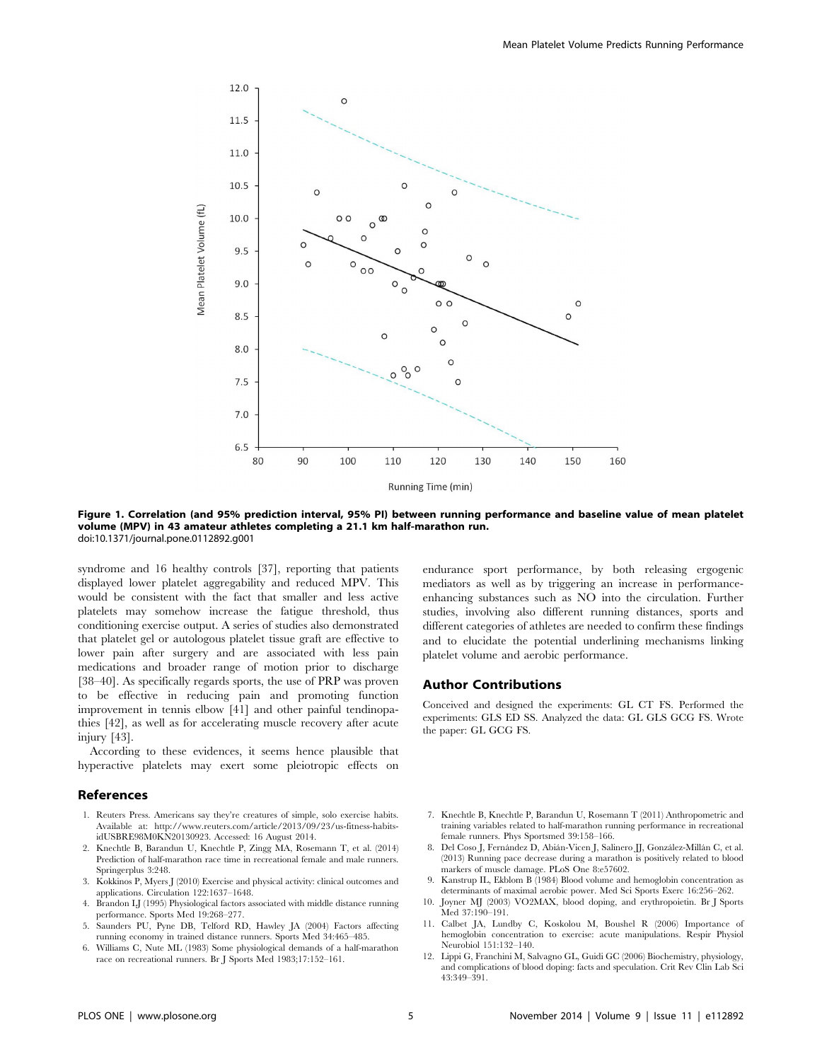**Figure 1. Correlation (and 95% prediction interval, 95% PI) between running performance and baseline value of mean platelet volume (MPV) in 43 amateur athletes completing a 21.1 km half-marathon run.**
doi:10.1371/journal.pone.0112892.g001

syndrome and 16 healthy controls [37], reporting that patients displayed lower platelet aggregability and reduced MPV. This would be consistent with the fact that smaller and less active platelets may somehow increase the fatigue threshold, thus conditioning exercise output. A series of studies also demonstrated that platelet gel or autologous platelet tissue graft are effective to lower pain after surgery and are associated with less pain medications and broader range of motion prior to discharge [38–40]. As specifically regards sports, the use of PRP was proven to be effective in reducing pain and promoting function improvement in tennis elbow [41] and other painful tendinopathies [42], as well as for accelerating muscle recovery after acute injury [43].

According to these evidences, it seems hence plausible that hyperactive platelets may exert some pleiotropic effects on endurance sport performance, by both releasing ergogenic mediators as well as by triggering an increase in performance-enhancing substances such as NO into the circulation. Further studies, involving also different running distances, sports and different categories of athletes are needed to confirm these findings and to elucidate the potential underlining mechanisms linking platelet volume and aerobic performance.

## Author Contributions

Conceived and designed the experiments: GL CT FS. Performed the experiments: GLS ED SS. Analyzed the data: GL GLS GCG FS. Wrote the paper: GL GCG FS.

## References

1. Reuters Press. Americans say they're creatures of simple, solo exercise habits. Available at: http://www.reuters.com/article/2013/09/23/us-fitness-habits-idUSBRE98M0KN20130923. Accessed: 16 August 2014.
2. Knechtle B, Barandun U, Knechtle P, Zingg MA, Rosemann T, et al. (2014) Prediction of half-marathon race time in recreational female and male runners. Springerplus 3:248.
3. Kokkinos P, Myers J (2010) Exercise and physical activity: clinical outcomes and applications. Circulation 122:1637–1648.
4. Brandon LJ (1995) Physiological factors associated with middle distance running performance. Sports Med 19:268–277.
5. Saunders PU, Pyne DB, Telford RD, Hawley JA (2004) Factors affecting running economy in trained distance runners. Sports Med 34:465–485.
6. Williams C, Nute ML (1983) Some physiological demands of a half-marathon race on recreational runners. Br J Sports Med 1983;17:152–161.
7. Knechtle B, Knechtle P, Barandun U, Rosemann T (2011) Anthropometric and training variables related to half-marathon running performance in recreational female runners. Phys Sportsmed 39:158–166.
8. Del Coso J, Fernández D, Abián-Vicen J, Salinero JJ, González-Millán C, et al. (2013) Running pace decrease during a marathon is positively related to blood markers of muscle damage. PLoS One 8:e57602.
9. Kanstrup IL, Ekblom B (1984) Blood volume and hemoglobin concentration as determinants of maximal aerobic power. Med Sci Sports Exerc 16:256–262.
10. Joyner MJ (2003) VO2MAX, blood doping, and erythropoietin. Br J Sports Med 37:190–191.
11. Calbet JA, Lundby C, Koskolou M, Boushel R (2006) Importance of hemoglobin concentration to exercise: acute manipulations. Respir Physiol Neurobiol 151:132–140.
12. Lippi G, Franchini M, Salvagno GL, Guidi GC (2006) Biochemistry, physiology, and complications of blood doping: facts and speculation. Crit Rev Clin Lab Sci 43:349–391.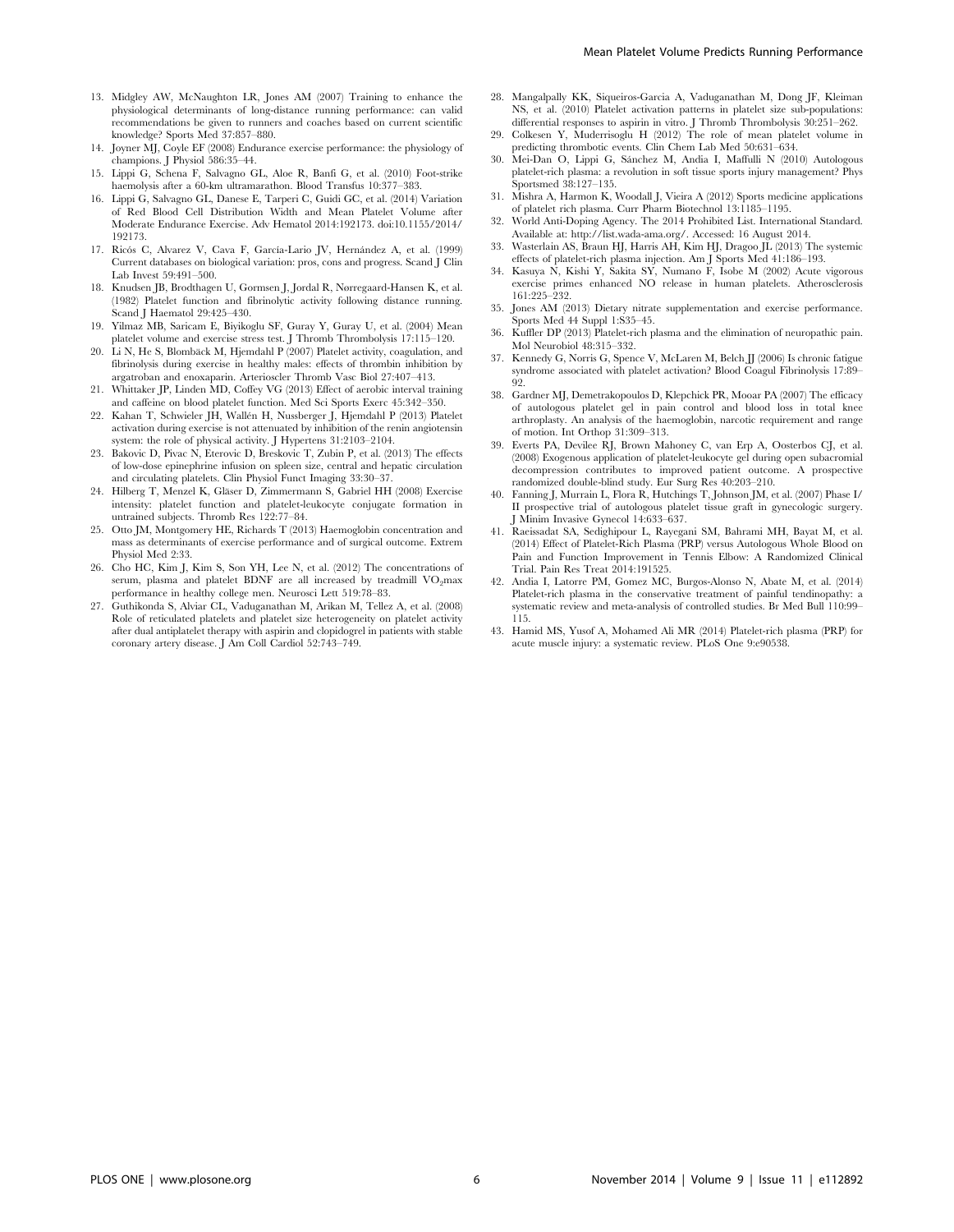13. Midgley AW, McNaughton LR, Jones AM (2007) Training to enhance the physiological determinants of long-distance running performance: can valid recommendations be given to runners and coaches based on current scientific knowledge? Sports Med 37:857–880.
14. Joyner MJ, Coyle EF (2008) Endurance exercise performance: the physiology of champions. J Physiol 586:35–44.
15. Lippi G, Schena F, Salvagno GL, Aloe R, Banfi G, et al. (2010) Foot-strike haemolysis after a 60-km ultramarathon. Blood Transfus 10:377–383.
16. Lippi G, Salvagno GL, Danese E, Tarperi C, Guidi GC, et al. (2014) Variation of Red Blood Cell Distribution Width and Mean Platelet Volume after Moderate Endurance Exercise. Adv Hematol 2014:192173. doi:10.1155/2014/192173.
17. Ricós C, Alvarez V, Cava F, García-Lario JV, Hernández A, et al. (1999) Current databases on biological variation: pros, cons and progress. Scand J Clin Lab Invest 59:491–500.
18. Knudsen JB, Brodthagen U, Gormsen J, Jordal R, Nørregaard-Hansen K, et al. (1982) Platelet function and fibrinolytic activity following distance running. Scand J Haematol 29:425–430.
19. Yilmaz MB, Saricam E, Biyikoglu SF, Guray Y, Guray U, et al. (2004) Mean platelet volume and exercise stress test. J Thromb Thrombolysis 17:115–120.
20. Li N, He S, Blombäck M, Hjemdahl P (2007) Platelet activity, coagulation, and fibrinolysis during exercise in healthy males: effects of thrombin inhibition by argatroban and enoxaparin. Arterioscler Thromb Vasc Biol 27:407–413.
21. Whittaker JP, Linden MD, Coffey VG (2013) Effect of aerobic interval training and caffeine on blood platelet function. Med Sci Sports Exerc 45:342–350.
22. Kahan T, Schwieler JH, Wallén H, Nussberger J, Hjemdahl P (2013) Platelet activation during exercise is not attenuated by inhibition of the renin angiotensin system: the role of physical activity. J Hypertens 31:2103–2104.
23. Bakovic D, Pivac N, Eterovic D, Breskovic T, Zubin P, et al. (2013) The effects of low-dose epinephrine infusion on spleen size, central and hepatic circulation and circulating platelets. Clin Physiol Funct Imaging 33:30–37.
24. Hilberg T, Menzel K, Gläser D, Zimmermann S, Gabriel HH (2008) Exercise intensity: platelet function and platelet-leukocyte conjugate formation in untrained subjects. Thromb Res 122:77–84.
25. Otto JM, Montgomery HE, Richards T (2013) Haemoglobin concentration and mass as determinants of exercise performance and of surgical outcome. Extrem Physiol Med 2:33.
26. Cho HC, Kim J, Kim S, Son YH, Lee N, et al. (2012) The concentrations of serum, plasma and platelet BDNF are all increased by treadmill $VO_2$max performance in healthy college men. Neurosci Lett 519:78–83.
27. Guthikonda S, Alviar CL, Vaduganathan M, Arikan M, Tellez A, et al. (2008) Role of reticulated platelets and platelet size heterogeneity on platelet activity after dual antiplatelet therapy with aspirin and clopidogrel in patients with stable coronary artery disease. J Am Coll Cardiol 52:743–749.
28. Mangalpally KK, Siqueiros-Garcia A, Vaduganathan M, Dong JF, Kleiman NS, et al. (2010) Platelet activation patterns in platelet size sub-populations: differential responses to aspirin in vitro. J Thromb Thrombolysis 30:251–262.
29. Colkesen Y, Muderrisoglu H (2012) The role of mean platelet volume in predicting thrombotic events. Clin Chem Lab Med 50:631–634.
30. Mei-Dan O, Lippi G, Sánchez M, Andia I, Maffulli N (2010) Autologous platelet-rich plasma: a revolution in soft tissue sports injury management? Phys Sportsmed 38:127–135.
31. Mishra A, Harmon K, Woodall J, Vieira A (2012) Sports medicine applications of platelet rich plasma. Curr Pharm Biotechnol 13:1185–1195.
32. World Anti-Doping Agency. The 2014 Prohibited List. International Standard. Available at: http://list.wada-ama.org/. Accessed: 16 August 2014.
33. Wasterlain AS, Braun HJ, Harris AH, Kim HJ, Dragoo JL (2013) The systemic effects of platelet-rich plasma injection. Am J Sports Med 41:186–193.
34. Kasuya N, Kishi Y, Sakita SY, Numano F, Isobe M (2002) Acute vigorous exercise primes enhanced NO release in human platelets. Atherosclerosis 161:225–232.
35. Jones AM (2013) Dietary nitrate supplementation and exercise performance. Sports Med 44 Suppl 1:S35–45.
36. Kuffler DP (2013) Platelet-rich plasma and the elimination of neuropathic pain. Mol Neurobiol 48:315–332.
37. Kennedy G, Norris G, Spence V, McLaren M, Belch JJ (2006) Is chronic fatigue syndrome associated with platelet activation? Blood Coagul Fibrinolysis 17:89–92.
38. Gardner MJ, Demetrakopoulos D, Klepchick PR, Mooar PA (2007) The efficacy of autologous platelet gel in pain control and blood loss in total knee arthroplasty. An analysis of the haemoglobin, narcotic requirement and range of motion. Int Orthop 31:309–313.
39. Everts PA, Devilee RJ, Brown Mahoney C, van Erp A, Oosterbos CJ, et al. (2008) Exogenous application of platelet-leukocyte gel during open subacromial decompression contributes to improved patient outcome. A prospective randomized double-blind study. Eur Surg Res 40:203–210.
40. Fanning J, Murrain L, Flora R, Hutchings T, Johnson JM, et al. (2007) Phase I/II prospective trial of autologous platelet tissue graft in gynecologic surgery. J Minim Invasive Gynecol 14:633–637.
41. Raeissadat SA, Sedighipour L, Rayegani SM, Bahrami MH, Bayat M, et al. (2014) Effect of Platelet-Rich Plasma (PRP) versus Autologous Whole Blood on Pain and Function Improvement in Tennis Elbow: A Randomized Clinical Trial. Pain Res Treat 2014:191525.
42. Andia I, Latorre PM, Gomez MC, Burgos-Alonso N, Abate M, et al. (2014) Platelet-rich plasma in the conservative treatment of painful tendinopathy: a systematic review and meta-analysis of controlled studies. Br Med Bull 110:99–115.
43. Hamid MS, Yusof A, Mohamed Ali MR (2014) Platelet-rich plasma (PRP) for acute muscle injury: a systematic review. PLoS One 9:e90538.